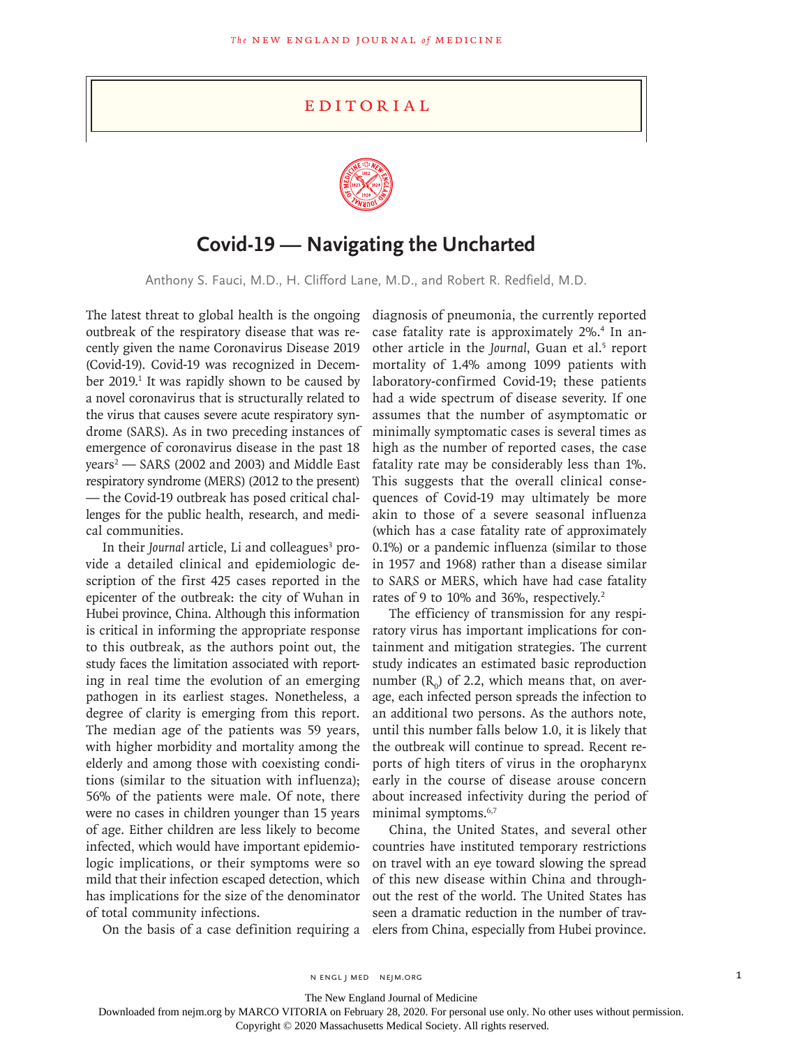# EDITORIAL

## Covid-19 — Navigating the Uncharted

Anthony S. Fauci, M.D., H. Clifford Lane, M.D., and Robert R. Redfield, M.D.

The latest threat to global health is the ongoing outbreak of the respiratory disease that was recently given the name Coronavirus Disease 2019 (Covid-19). Covid-19 was recognized in December 2019.[1] It was rapidly shown to be caused by a novel coronavirus that is structurally related to the virus that causes severe acute respiratory syndrome (SARS). As in two preceding instances of emergence of coronavirus disease in the past 18 years[2] — SARS (2002 and 2003) and Middle East respiratory syndrome (MERS) (2012 to the present) — the Covid-19 outbreak has posed critical challenges for the public health, research, and medical communities.

In their *Journal* article, Li and colleagues[3] provide a detailed clinical and epidemiologic description of the first 425 cases reported in the epicenter of the outbreak: the city of Wuhan in Hubei province, China. Although this information is critical in informing the appropriate response to this outbreak, as the authors point out, the study faces the limitation associated with reporting in real time the evolution of an emerging pathogen in its earliest stages. Nonetheless, a degree of clarity is emerging from this report. The median age of the patients was 59 years, with higher morbidity and mortality among the elderly and among those with coexisting conditions (similar to the situation with influenza); 56% of the patients were male. Of note, there were no cases in children younger than 15 years of age. Either children are less likely to become infected, which would have important epidemiologic implications, or their symptoms were so mild that their infection escaped detection, which has implications for the size of the denominator of total community infections.

On the basis of a case definition requiring a diagnosis of pneumonia, the currently reported case fatality rate is approximately 2%.[4] In another article in the *Journal*, Guan et al.[5] report mortality of 1.4% among 1099 patients with laboratory-confirmed Covid-19; these patients had a wide spectrum of disease severity. If one assumes that the number of asymptomatic or minimally symptomatic cases is several times as high as the number of reported cases, the case fatality rate may be considerably less than 1%. This suggests that the overall clinical consequences of Covid-19 may ultimately be more akin to those of a severe seasonal influenza (which has a case fatality rate of approximately 0.1%) or a pandemic influenza (similar to those in 1957 and 1968) rather than a disease similar to SARS or MERS, which have had case fatality rates of 9 to 10% and 36%, respectively.[2]

The efficiency of transmission for any respiratory virus has important implications for containment and mitigation strategies. The current study indicates an estimated basic reproduction number ($R_0$) of 2.2, which means that, on average, each infected person spreads the infection to an additional two persons. As the authors note, until this number falls below 1.0, it is likely that the outbreak will continue to spread. Recent reports of high titers of virus in the oropharynx early in the course of disease arouse concern about increased infectivity during the period of minimal symptoms.[6,7]

China, the United States, and several other countries have instituted temporary restrictions on travel with an eye toward slowing the spread of this new disease within China and throughout the rest of the world. The United States has seen a dramatic reduction in the number of travelers from China, especially from Hubei province.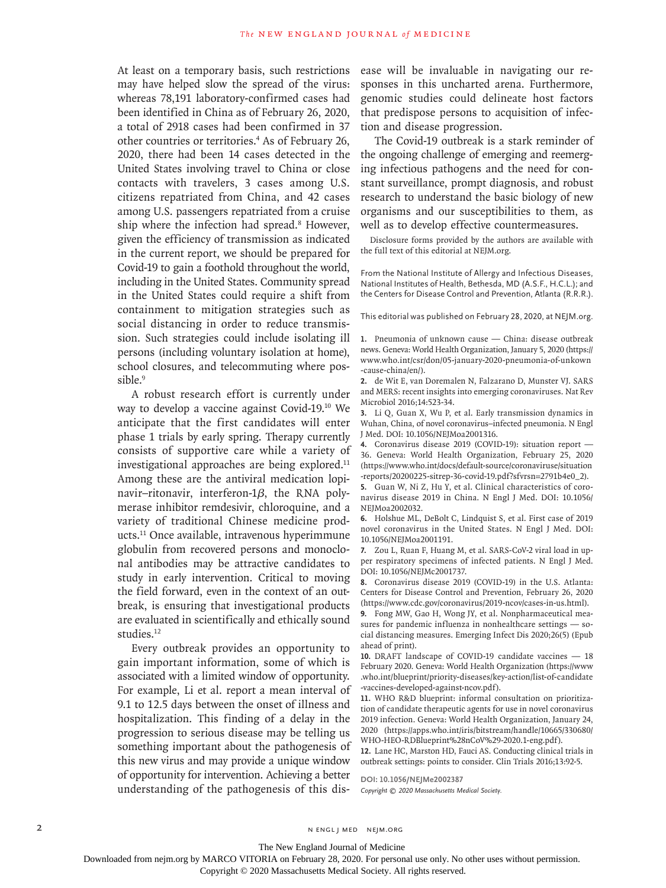At least on a temporary basis, such restrictions may have helped slow the spread of the virus: whereas 78,191 laboratory-confirmed cases had been identified in China as of February 26, 2020, a total of 2918 cases had been confirmed in 37 other countries or territories.[4] As of February 26, 2020, there had been 14 cases detected in the United States involving travel to China or close contacts with travelers, 3 cases among U.S. citizens repatriated from China, and 42 cases among U.S. passengers repatriated from a cruise ship where the infection had spread.[8] However, given the efficiency of transmission as indicated in the current report, we should be prepared for Covid-19 to gain a foothold throughout the world, including in the United States. Community spread in the United States could require a shift from containment to mitigation strategies such as social distancing in order to reduce transmission. Such strategies could include isolating ill persons (including voluntary isolation at home), school closures, and telecommuting where possible.[9]

A robust research effort is currently under way to develop a vaccine against Covid-19.[10] We anticipate that the first candidates will enter phase 1 trials by early spring. Therapy currently consists of supportive care while a variety of investigational approaches are being explored.[11] Among these are the antiviral medication lopinavir–ritonavir, interferon-1$\beta$, the RNA polymerase inhibitor remdesivir, chloroquine, and a variety of traditional Chinese medicine products.[11] Once available, intravenous hyperimmune globulin from recovered persons and monoclonal antibodies may be attractive candidates to study in early intervention. Critical to moving the field forward, even in the context of an outbreak, is ensuring that investigational products are evaluated in scientifically and ethically sound studies.[12]

Every outbreak provides an opportunity to gain important information, some of which is associated with a limited window of opportunity. For example, Li et al. report a mean interval of 9.1 to 12.5 days between the onset of illness and hospitalization. This finding of a delay in the progression to serious disease may be telling us something important about the pathogenesis of this new virus and may provide a unique window of opportunity for intervention. Achieving a better understanding of the pathogenesis of this disease will be invaluable in navigating our responses in this uncharted arena. Furthermore, genomic studies could delineate host factors that predispose persons to acquisition of infection and disease progression.

The Covid-19 outbreak is a stark reminder of the ongoing challenge of emerging and reemerging infectious pathogens and the need for constant surveillance, prompt diagnosis, and robust research to understand the basic biology of new organisms and our susceptibilities to them, as well as to develop effective countermeasures.

Disclosure forms provided by the authors are available with the full text of this editorial at NEJM.org.

From the National Institute of Allergy and Infectious Diseases, National Institutes of Health, Bethesda, MD (A.S.F., H.C.L.); and the Centers for Disease Control and Prevention, Atlanta (R.R.R.).

This editorial was published on February 28, 2020, at NEJM.org.

1. Pneumonia of unknown cause — China: disease outbreak news. Geneva: World Health Organization, January 5, 2020 (https://www.who.int/csr/don/05-january-2020-pneumonia-of-unkown-cause-china/en/).
2. de Wit E, van Doremalen N, Falzarano D, Munster VJ. SARS and MERS: recent insights into emerging coronaviruses. Nat Rev Microbiol 2016;14:523-34.
3. Li Q, Guan X, Wu P, et al. Early transmission dynamics in Wuhan, China, of novel coronavirus–infected pneumonia. N Engl J Med. DOI: 10.1056/NEJMoa2001316.
4. Coronavirus disease 2019 (COVID-19): situation report — 36. Geneva: World Health Organization, February 25, 2020 (https://www.who.int/docs/default-source/coronaviruse/situation-reports/20200225-sitrep-36-covid-19.pdf?sfvrsn=2791b4e0_2).
5. Guan W, Ni Z, Hu Y, et al. Clinical characteristics of coronavirus disease 2019 in China. N Engl J Med. DOI: 10.1056/NEJMoa2002032.
6. Holshue ML, DeBolt C, Lindquist S, et al. First case of 2019 novel coronavirus in the United States. N Engl J Med. DOI: 10.1056/NEJMoa2001191.
7. Zou L, Ruan F, Huang M, et al. SARS-CoV-2 viral load in upper respiratory specimens of infected patients. N Engl J Med. DOI: 10.1056/NEJMc2001737.
8. Coronavirus disease 2019 (COVID-19) in the U.S. Atlanta: Centers for Disease Control and Prevention, February 26, 2020 (https://www.cdc.gov/coronavirus/2019-ncov/cases-in-us.html).
9. Fong MW, Gao H, Wong JY, et al. Nonpharmaceutical measures for pandemic influenza in nonhealthcare settings — social distancing measures. Emerging Infect Dis 2020;26(5) (Epub ahead of print).
10. DRAFT landscape of COVID-19 candidate vaccines — 18 February 2020. Geneva: World Health Organization (https://www.who.int/blueprint/priority-diseases/key-action/list-of-candidate-vaccines-developed-against-ncov.pdf).
11. WHO R&D blueprint: informal consultation on prioritization of candidate therapeutic agents for use in novel coronavirus 2019 infection. Geneva: World Health Organization, January 24, 2020 (https://apps.who.int/iris/bitstream/handle/10665/330680/WHO-HEO-RDBlueprint%28nCoV%29-2020.1-eng.pdf).
12. Lane HC, Marston HD, Fauci AS. Conducting clinical trials in outbreak settings: points to consider. Clin Trials 2016;13:92-5.

**DOI: 10.1056/NEJMe2002387**

*Copyright © 2020 Massachusetts Medical Society.*